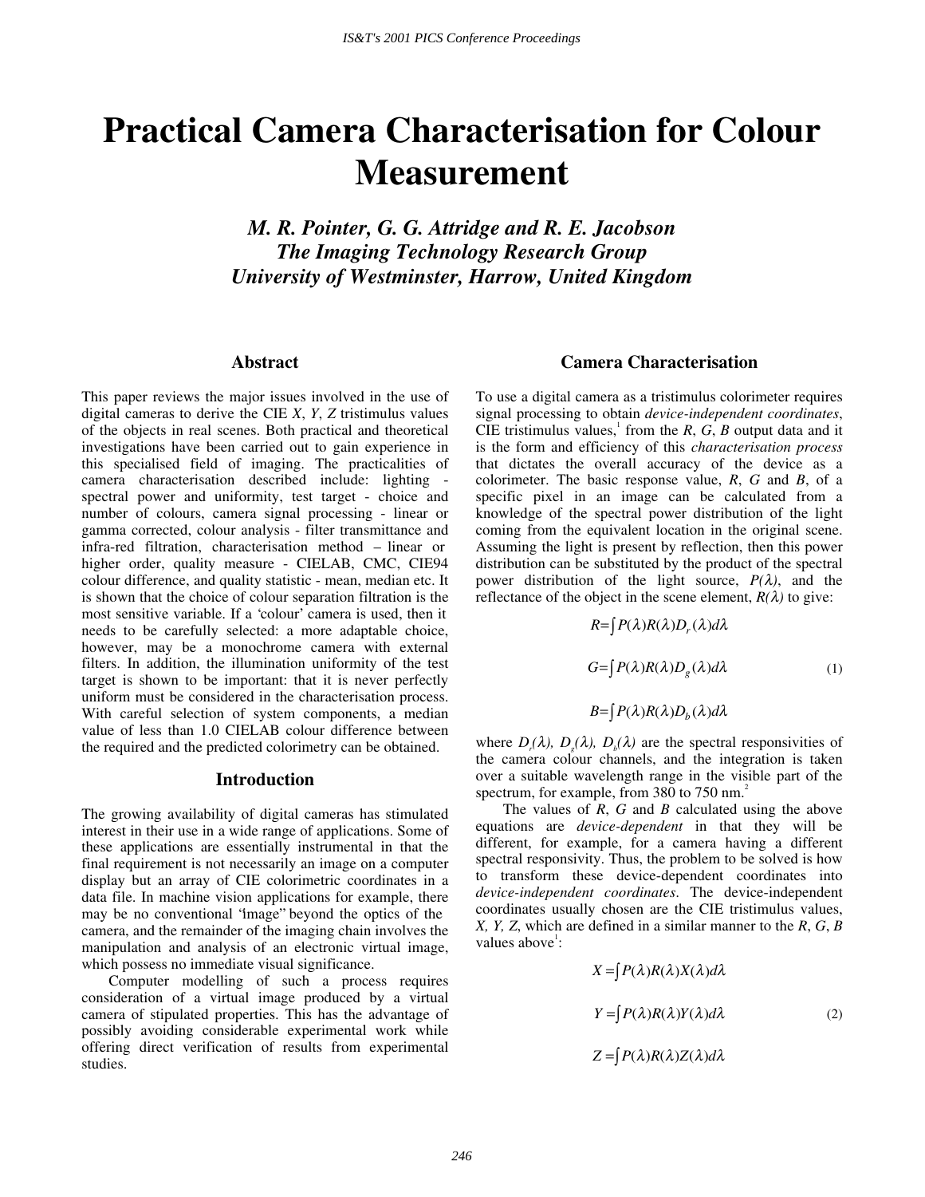# Practical Camera Characterisation for Colour Measurement

***M. R. Pointer, G. G. Attridge and R. E. Jacobson***
***The Imaging Technology Research Group***
***University of Westminster, Harrow, United Kingdom***

## Abstract

This paper reviews the major issues involved in the use of digital cameras to derive the CIE *X*, *Y*, *Z* tristimulus values of the objects in real scenes. Both practical and theoretical investigations have been carried out to gain experience in this specialised field of imaging. The practicalities of camera characterisation described include: lighting - spectral power and uniformity, test target - choice and number of colours, camera signal processing - linear or gamma corrected, colour analysis - filter transmittance and infra-red filtration, characterisation method – linear or higher order, quality measure - CIELAB, CMC, CIE94 colour difference, and quality statistic - mean, median etc. It is shown that the choice of colour separation filtration is the most sensitive variable. If a 'colour' camera is used, then it needs to be carefully selected: a more adaptable choice, however, may be a monochrome camera with external filters. In addition, the illumination uniformity of the test target is shown to be important: that it is never perfectly uniform must be considered in the characterisation process. With careful selection of system components, a median value of less than 1.0 CIELAB colour difference between the required and the predicted colorimetry can be obtained.

## Introduction

The growing availability of digital cameras has stimulated interest in their use in a wide range of applications. Some of these applications are essentially instrumental in that the final requirement is not necessarily an image on a computer display but an array of CIE colorimetric coordinates in a data file. In machine vision applications for example, there may be no conventional "image" beyond the optics of the camera, and the remainder of the imaging chain involves the manipulation and analysis of an electronic virtual image, which possess no immediate visual significance.

Computer modelling of such a process requires consideration of a virtual image produced by a virtual camera of stipulated properties. This has the advantage of possibly avoiding considerable experimental work while offering direct verification of results from experimental studies.

## Camera Characterisation

To use a digital camera as a tristimulus colorimeter requires signal processing to obtain *device-independent coordinates*, CIE tristimulus values,[1] from the *R*, *G*, *B* output data and it is the form and efficiency of this *characterisation process* that dictates the overall accuracy of the device as a colorimeter. The basic response value, *R*, *G* and *B*, of a specific pixel in an image can be calculated from a knowledge of the spectral power distribution of the light coming from the equivalent location in the original scene. Assuming the light is present by reflection, then this power distribution can be substituted by the product of the spectral power distribution of the light source, $P(\lambda)$, and the reflectance of the object in the scene element, $R(\lambda)$ to give:

$$R=\int P(\lambda)R(\lambda)D_r(\lambda)d\lambda$$

$$G=\int P(\lambda)R(\lambda)D_g(\lambda)d\lambda \qquad (1)$$

$$B=\int P(\lambda)R(\lambda)D_b(\lambda)d\lambda$$

where $D_r(\lambda)$, $D_g(\lambda)$, $D_b(\lambda)$ are the spectral responsivities of the camera colour channels, and the integration is taken over a suitable wavelength range in the visible part of the spectrum, for example, from 380 to 750 nm.[2]

The values of *R*, *G* and *B* calculated using the above equations are *device-dependent* in that they will be different, for example, for a camera having a different spectral responsivity. Thus, the problem to be solved is how to transform these device-dependent coordinates into *device-independent coordinates*. The device-independent coordinates usually chosen are the CIE tristimulus values, *X, Y, Z*, which are defined in a similar manner to the *R*, *G*, *B* values above[1]:

$$X=\int P(\lambda)R(\lambda)X(\lambda)d\lambda$$

$$Y=\int P(\lambda)R(\lambda)Y(\lambda)d\lambda \qquad (2)$$

$$Z=\int P(\lambda)R(\lambda)Z(\lambda)d\lambda$$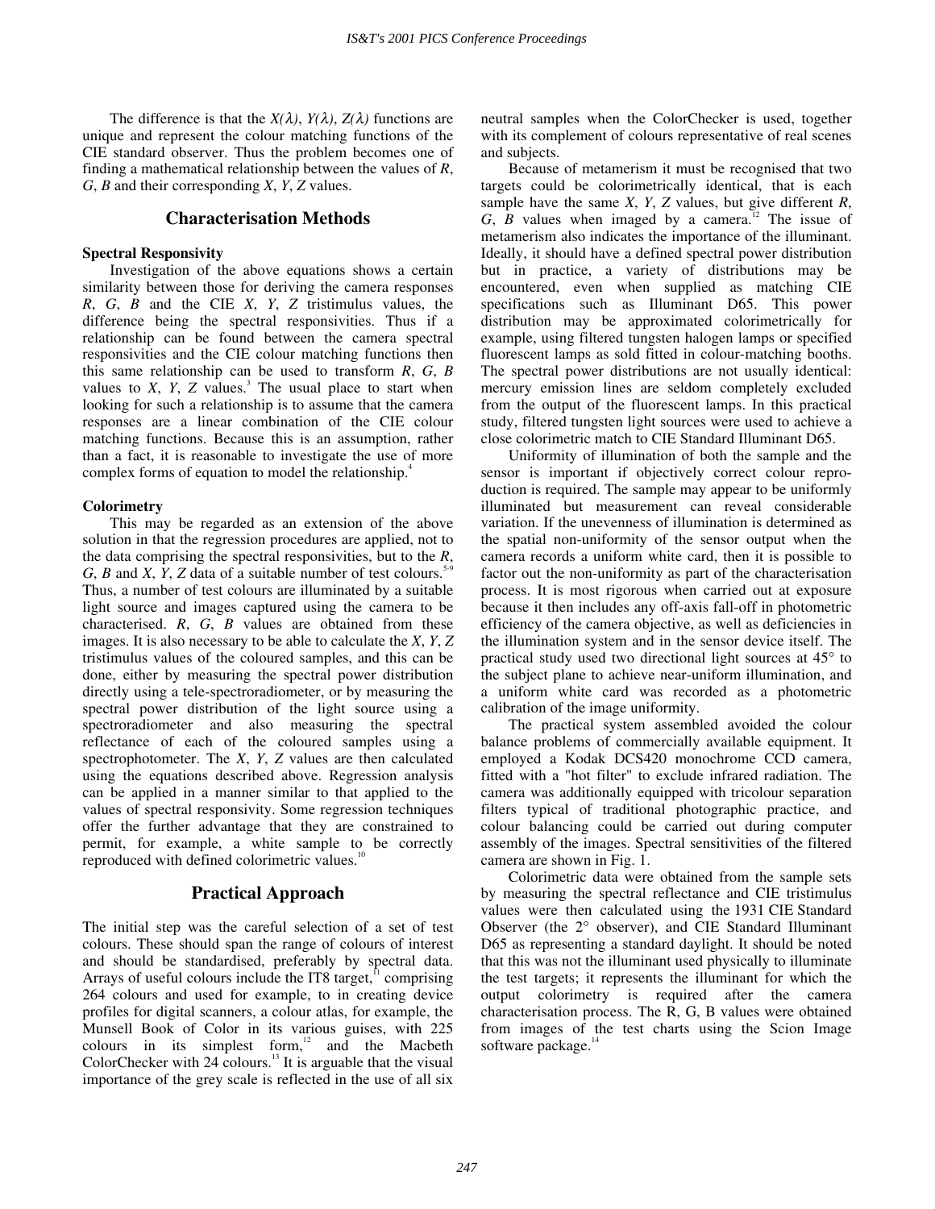The difference is that the $X(\lambda)$, $Y(\lambda)$, $Z(\lambda)$ functions are unique and represent the colour matching functions of the CIE standard observer. Thus the problem becomes one of finding a mathematical relationship between the values of *R*, *G*, *B* and their corresponding *X*, *Y*, *Z* values.

## Characterisation Methods

### Spectral Responsivity

Investigation of the above equations shows a certain similarity between those for deriving the camera responses *R*, *G*, *B* and the CIE *X*, *Y*, *Z* tristimulus values, the difference being the spectral responsivities. Thus if a relationship can be found between the camera spectral responsivities and the CIE colour matching functions then this same relationship can be used to transform *R*, *G*, *B* values to *X*, *Y*, *Z* values.[3] The usual place to start when looking for such a relationship is to assume that the camera responses are a linear combination of the CIE colour matching functions. Because this is an assumption, rather than a fact, it is reasonable to investigate the use of more complex forms of equation to model the relationship.[4]

### Colorimetry

This may be regarded as an extension of the above solution in that the regression procedures are applied, not to the data comprising the spectral responsivities, but to the *R*, *G*, *B* and *X*, *Y*, *Z* data of a suitable number of test colours.[5-9] Thus, a number of test colours are illuminated by a suitable light source and images captured using the camera to be characterised. *R*, *G*, *B* values are obtained from these images. It is also necessary to be able to calculate the *X*, *Y*, *Z* tristimulus values of the coloured samples, and this can be done, either by measuring the spectral power distribution directly using a tele-spectroradiometer, or by measuring the spectral power distribution of the light source using a spectroradiometer and also measuring the spectral reflectance of each of the coloured samples using a spectrophotometer. The *X*, *Y*, *Z* values are then calculated using the equations described above. Regression analysis can be applied in a manner similar to that applied to the values of spectral responsivity. Some regression techniques offer the further advantage that they are constrained to permit, for example, a white sample to be correctly reproduced with defined colorimetric values.[10]

## Practical Approach

The initial step was the careful selection of a set of test colours. These should span the range of colours of interest and should be standardised, preferably by spectral data. Arrays of useful colours include the IT8 target,[11] comprising 264 colours and used for example, to in creating device profiles for digital scanners, a colour atlas, for example, the Munsell Book of Color in its various guises, with 225 colours in its simplest form,[12] and the Macbeth ColorChecker with 24 colours.[13] It is arguable that the visual importance of the grey scale is reflected in the use of all six neutral samples when the ColorChecker is used, together with its complement of colours representative of real scenes and subjects.

Because of metamerism it must be recognised that two targets could be colorimetrically identical, that is each sample have the same *X*, *Y*, *Z* values, but give different *R*, *G*, *B* values when imaged by a camera.[12] The issue of metamerism also indicates the importance of the illuminant. Ideally, it should have a defined spectral power distribution but in practice, a variety of distributions may be encountered, even when supplied as matching CIE specifications such as Illuminant D65. This power distribution may be approximated colorimetrically for example, using filtered tungsten halogen lamps or specified fluorescent lamps as sold fitted in colour-matching booths. The spectral power distributions are not usually identical: mercury emission lines are seldom completely excluded from the output of the fluorescent lamps. In this practical study, filtered tungsten light sources were used to achieve a close colorimetric match to CIE Standard Illuminant D65.

Uniformity of illumination of both the sample and the sensor is important if objectively correct colour reproduction is required. The sample may appear to be uniformly illuminated but measurement can reveal considerable variation. If the unevenness of illumination is determined as the spatial non-uniformity of the sensor output when the camera records a uniform white card, then it is possible to factor out the non-uniformity as part of the characterisation process. It is most rigorous when carried out at exposure because it then includes any off-axis fall-off in photometric efficiency of the camera objective, as well as deficiencies in the illumination system and in the sensor device itself. The practical study used two directional light sources at 45° to the subject plane to achieve near-uniform illumination, and a uniform white card was recorded as a photometric calibration of the image uniformity.

The practical system assembled avoided the colour balance problems of commercially available equipment. It employed a Kodak DCS420 monochrome CCD camera, fitted with a "hot filter" to exclude infrared radiation. The camera was additionally equipped with tricolour separation filters typical of traditional photographic practice, and colour balancing could be carried out during computer assembly of the images. Spectral sensitivities of the filtered camera are shown in Fig. 1.

Colorimetric data were obtained from the sample sets by measuring the spectral reflectance and CIE tristimulus values were then calculated using the 1931 CIE Standard Observer (the 2° observer), and CIE Standard Illuminant D65 as representing a standard daylight. It should be noted that this was not the illuminant used physically to illuminate the test targets; it represents the illuminant for which the output colorimetry is required after the camera characterisation process. The R, G, B values were obtained from images of the test charts using the Scion Image software package.[14]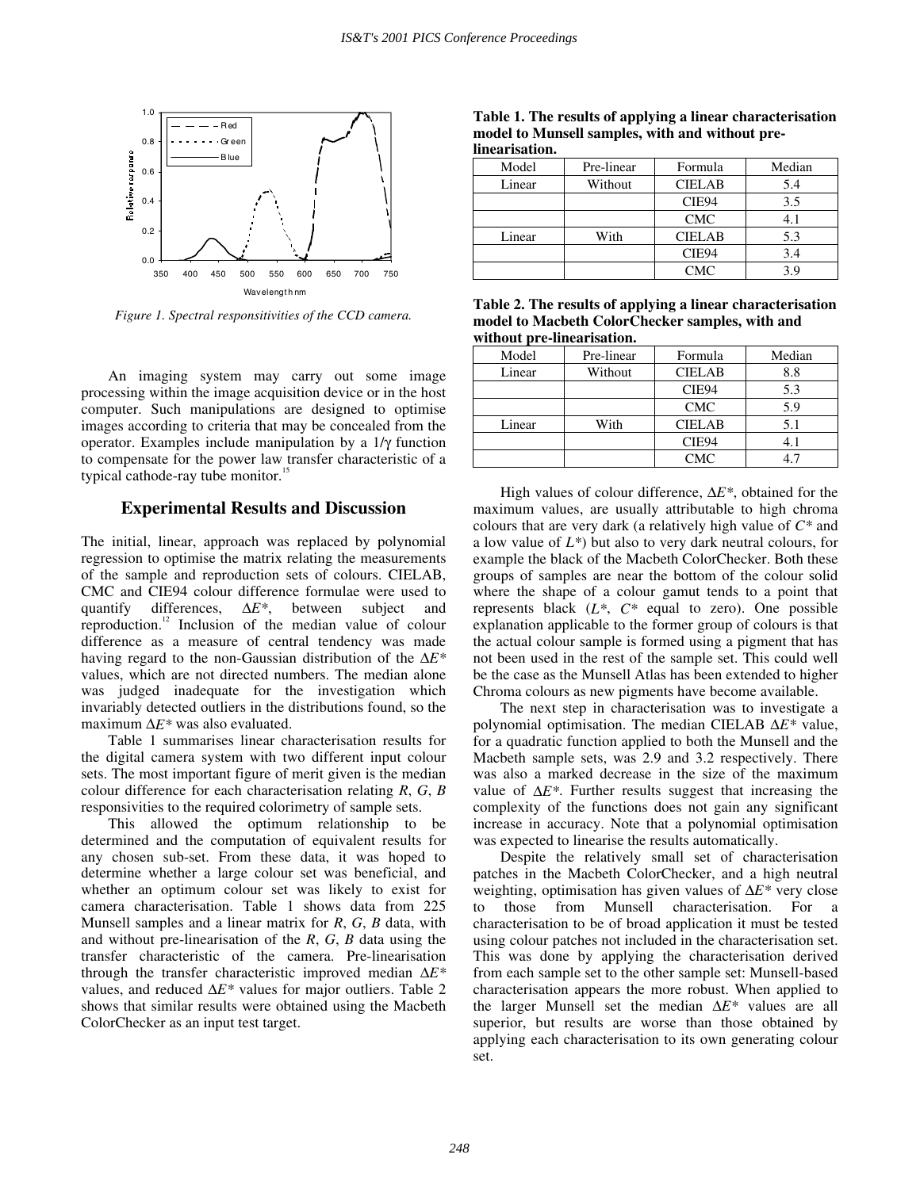Figure 1. Spectral responsitivities of the CCD camera.

An imaging system may carry out some image processing within the image acquisition device or in the host computer. Such manipulations are designed to optimise images according to criteria that may be concealed from the operator. Examples include manipulation by a $1/\gamma$ function to compensate for the power law transfer characteristic of a typical cathode-ray tube monitor.[15]

## Experimental Results and Discussion

The initial, linear, approach was replaced by polynomial regression to optimise the matrix relating the measurements of the sample and reproduction sets of colours. CIELAB, CMC and CIE94 colour difference formulae were used to quantify differences, $\Delta E^*$, between subject and reproduction.[12] Inclusion of the median value of colour difference as a measure of central tendency was made having regard to the non-Gaussian distribution of the $\Delta E^*$ values, which are not directed numbers. The median alone was judged inadequate for the investigation which invariably detected outliers in the distributions found, so the maximum $\Delta E^*$ was also evaluated.

Table 1 summarises linear characterisation results for the digital camera system with two different input colour sets. The most important figure of merit given is the median colour difference for each characterisation relating *R*, *G*, *B* responsivities to the required colorimetry of sample sets.

This allowed the optimum relationship to be determined and the computation of equivalent results for any chosen sub-set. From these data, it was hoped to determine whether a large colour set was beneficial, and whether an optimum colour set was likely to exist for camera characterisation. Table 1 shows data from 225 Munsell samples and a linear matrix for *R*, *G*, *B* data, with and without pre-linearisation of the *R*, *G*, *B* data using the transfer characteristic of the camera. Pre-linearisation through the transfer characteristic improved median $\Delta E^*$ values, and reduced $\Delta E^*$ values for major outliers. Table 2 shows that similar results were obtained using the Macbeth ColorChecker as an input test target.

**Table 1. The results of applying a linear characterisation model to Munsell samples, with and without pre-linearisation.**

| Model | Pre-linear | Formula | Median |
|---|---|---|---|
| Linear | Without | CIELAB | 5.4 |
| | | CIE94 | 3.5 |
| | | CMC | 4.1 |
| Linear | With | CIELAB | 5.3 |
| | | CIE94 | 3.4 |
| | | CMC | 3.9 |

**Table 2. The results of applying a linear characterisation model to Macbeth ColorChecker samples, with and without pre-linearisation.**

| Model | Pre-linear | Formula | Median |
|---|---|---|---|
| Linear | Without | CIELAB | 8.8 |
| | | CIE94 | 5.3 |
| | | CMC | 5.9 |
| Linear | With | CIELAB | 5.1 |
| | | CIE94 | 4.1 |
| | | CMC | 4.7 |

High values of colour difference, $\Delta E^*$, obtained for the maximum values, are usually attributable to high chroma colours that are very dark (a relatively high value of $C^*$ and a low value of $L^*$) but also to very dark neutral colours, for example the black of the Macbeth ColorChecker. Both these groups of samples are near the bottom of the colour solid where the shape of a colour gamut tends to a point that represents black ($L^*$, $C^*$ equal to zero). One possible explanation applicable to the former group of colours is that the actual colour sample is formed using a pigment that has not been used in the rest of the sample set. This could well be the case as the Munsell Atlas has been extended to higher Chroma colours as new pigments have become available.

The next step in characterisation was to investigate a polynomial optimisation. The median CIELAB $\Delta E^*$ value, for a quadratic function applied to both the Munsell and the Macbeth sample sets, was 2.9 and 3.2 respectively. There was also a marked decrease in the size of the maximum value of $\Delta E^*$. Further results suggest that increasing the complexity of the functions does not gain any significant increase in accuracy. Note that a polynomial optimisation was expected to linearise the results automatically.

Despite the relatively small set of characterisation patches in the Macbeth ColorChecker, and a high neutral weighting, optimisation has given values of $\Delta E^*$ very close to those from Munsell characterisation. For a characterisation to be of broad application it must be tested using colour patches not included in the characterisation set. This was done by applying the characterisation derived from each sample set to the other sample set: Munsell-based characterisation appears the more robust. When applied to the larger Munsell set the median $\Delta E^*$ values are all superior, but results are worse than those obtained by applying each characterisation to its own generating colour set.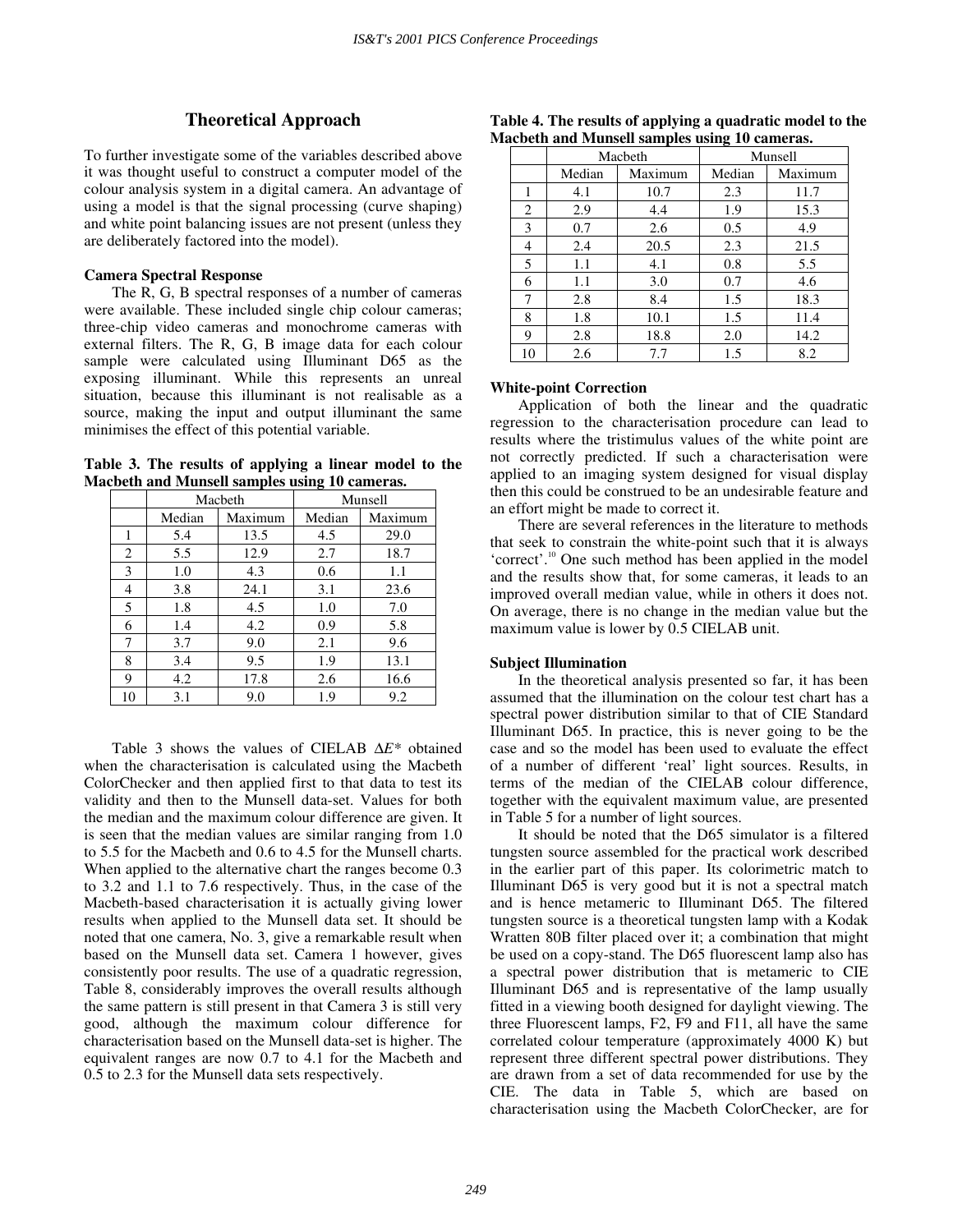## Theoretical Approach

To further investigate some of the variables described above it was thought useful to construct a computer model of the colour analysis system in a digital camera. An advantage of using a model is that the signal processing (curve shaping) and white point balancing issues are not present (unless they are deliberately factored into the model).

### Camera Spectral Response

The R, G, B spectral responses of a number of cameras were available. These included single chip colour cameras; three-chip video cameras and monochrome cameras with external filters. The R, G, B image data for each colour sample were calculated using Illuminant D65 as the exposing illuminant. While this represents an unreal situation, because this illuminant is not realisable as a source, making the input and output illuminant the same minimises the effect of this potential variable.

**Table 3. The results of applying a linear model to the Macbeth and Munsell samples using 10 cameras.**

| | Macbeth | | Munsell | |
|---|---|---|---|---|
| | Median | Maximum | Median | Maximum |
| 1 | 5.4 | 13.5 | 4.5 | 29.0 |
| 2 | 5.5 | 12.9 | 2.7 | 18.7 |
| 3 | 1.0 | 4.3 | 0.6 | 1.1 |
| 4 | 3.8 | 24.1 | 3.1 | 23.6 |
| 5 | 1.8 | 4.5 | 1.0 | 7.0 |
| 6 | 1.4 | 4.2 | 0.9 | 5.8 |
| 7 | 3.7 | 9.0 | 2.1 | 9.6 |
| 8 | 3.4 | 9.5 | 1.9 | 13.1 |
| 9 | 4.2 | 17.8 | 2.6 | 16.6 |
| 10 | 3.1 | 9.0 | 1.9 | 9.2 |

Table 3 shows the values of CIELAB $\Delta E^*$ obtained when the characterisation is calculated using the Macbeth ColorChecker and then applied first to that data to test its validity and then to the Munsell data-set. Values for both the median and the maximum colour difference are given. It is seen that the median values are similar ranging from 1.0 to 5.5 for the Macbeth and 0.6 to 4.5 for the Munsell charts. When applied to the alternative chart the ranges become 0.3 to 3.2 and 1.1 to 7.6 respectively. Thus, in the case of the Macbeth-based characterisation it is actually giving lower results when applied to the Munsell data set. It should be noted that one camera, No. 3, give a remarkable result when based on the Munsell data set. Camera 1 however, gives consistently poor results. The use of a quadratic regression, Table 8, considerably improves the overall results although the same pattern is still present in that Camera 3 is still very good, although the maximum colour difference for characterisation based on the Munsell data-set is higher. The equivalent ranges are now 0.7 to 4.1 for the Macbeth and 0.5 to 2.3 for the Munsell data sets respectively.

**Table 4. The results of applying a quadratic model to the Macbeth and Munsell samples using 10 cameras.**

| | Macbeth | | Munsell | |
|---|---|---|---|---|
| | Median | Maximum | Median | Maximum |
| 1 | 4.1 | 10.7 | 2.3 | 11.7 |
| 2 | 2.9 | 4.4 | 1.9 | 15.3 |
| 3 | 0.7 | 2.6 | 0.5 | 4.9 |
| 4 | 2.4 | 20.5 | 2.3 | 21.5 |
| 5 | 1.1 | 4.1 | 0.8 | 5.5 |
| 6 | 1.1 | 3.0 | 0.7 | 4.6 |
| 7 | 2.8 | 8.4 | 1.5 | 18.3 |
| 8 | 1.8 | 10.1 | 1.5 | 11.4 |
| 9 | 2.8 | 18.8 | 2.0 | 14.2 |
| 10 | 2.6 | 7.7 | 1.5 | 8.2 |

### White-point Correction

Application of both the linear and the quadratic regression to the characterisation procedure can lead to results where the tristimulus values of the white point are not correctly predicted. If such a characterisation were applied to an imaging system designed for visual display then this could be construed to be an undesirable feature and an effort might be made to correct it.

There are several references in the literature to methods that seek to constrain the white-point such that it is always 'correct'.[10] One such method has been applied in the model and the results show that, for some cameras, it leads to an improved overall median value, while in others it does not. On average, there is no change in the median value but the maximum value is lower by 0.5 CIELAB unit.

### Subject Illumination

In the theoretical analysis presented so far, it has been assumed that the illumination on the colour test chart has a spectral power distribution similar to that of CIE Standard Illuminant D65. In practice, this is never going to be the case and so the model has been used to evaluate the effect of a number of different 'real' light sources. Results, in terms of the median of the CIELAB colour difference, together with the equivalent maximum value, are presented in Table 5 for a number of light sources.

It should be noted that the D65 simulator is a filtered tungsten source assembled for the practical work described in the earlier part of this paper. Its colorimetric match to Illuminant D65 is very good but it is not a spectral match and is hence metameric to Illuminant D65. The filtered tungsten source is a theoretical tungsten lamp with a Kodak Wratten 80B filter placed over it; a combination that might be used on a copy-stand. The D65 fluorescent lamp also has a spectral power distribution that is metameric to CIE Illuminant D65 and is representative of the lamp usually fitted in a viewing booth designed for daylight viewing. The three Fluorescent lamps, F2, F9 and F11, all have the same correlated colour temperature (approximately 4000 K) but represent three different spectral power distributions. They are drawn from a set of data recommended for use by the CIE. The data in Table 5, which are based on characterisation using the Macbeth ColorChecker, are for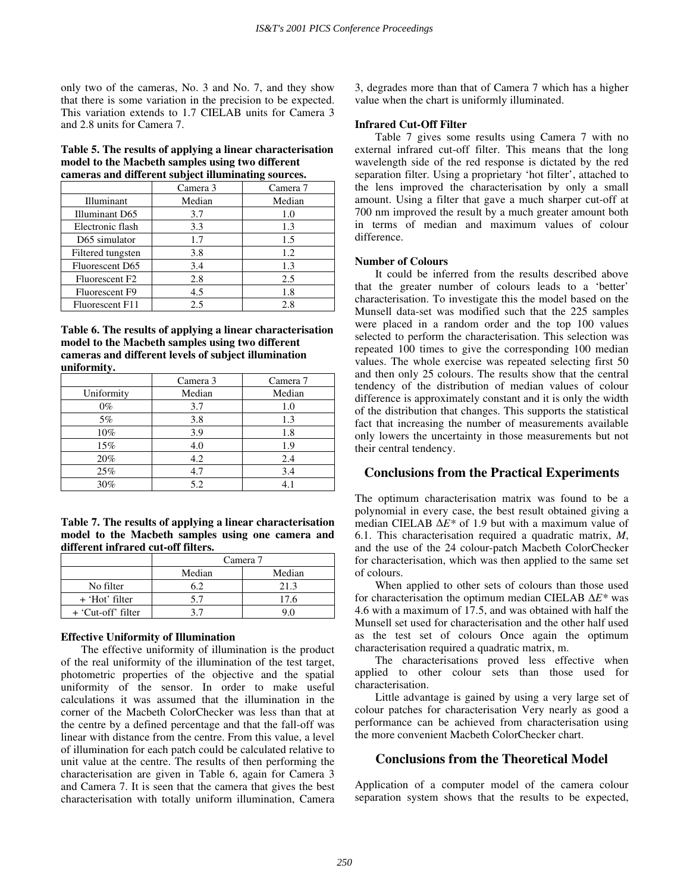only two of the cameras, No. 3 and No. 7, and they show that there is some variation in the precision to be expected. This variation extends to 1.7 CIELAB units for Camera 3 and 2.8 units for Camera 7.

**Table 5. The results of applying a linear characterisation model to the Macbeth samples using two different cameras and different subject illuminating sources.**

| | Camera 3 | Camera 7 |
|---|---|---|
| Illuminant | Median | Median |
| Illuminant D65 | 3.7 | 1.0 |
| Electronic flash | 3.3 | 1.3 |
| D65 simulator | 1.7 | 1.5 |
| Filtered tungsten | 3.8 | 1.2 |
| Fluorescent D65 | 3.4 | 1.3 |
| Fluorescent F2 | 2.8 | 2.5 |
| Fluorescent F9 | 4.5 | 1.8 |
| Fluorescent F11 | 2.5 | 2.8 |

**Table 6. The results of applying a linear characterisation model to the Macbeth samples using two different cameras and different levels of subject illumination uniformity.**

| | Camera 3 | Camera 7 |
|---|---|---|
| Uniformity | Median | Median |
| 0% | 3.7 | 1.0 |
| 5% | 3.8 | 1.3 |
| 10% | 3.9 | 1.8 |
| 15% | 4.0 | 1.9 |
| 20% | 4.2 | 2.4 |
| 25% | 4.7 | 3.4 |
| 30% | 5.2 | 4.1 |

**Table 7. The results of applying a linear characterisation model to the Macbeth samples using one camera and different infrared cut-off filters.**

| | Camera 7 | |
|---|---|---|
| | Median | Median |
| No filter | 6.2 | 21.3 |
| + 'Hot' filter | 5.7 | 17.6 |
| + 'Cut-off' filter | 3.7 | 9.0 |

**Effective Uniformity of Illumination**

The effective uniformity of illumination is the product of the real uniformity of the illumination of the test target, photometric properties of the objective and the spatial uniformity of the sensor. In order to make useful calculations it was assumed that the illumination in the corner of the Macbeth ColorChecker was less than that at the centre by a defined percentage and that the fall-off was linear with distance from the centre. From this value, a level of illumination for each patch could be calculated relative to unit value at the centre. The results of then performing the characterisation are given in Table 6, again for Camera 3 and Camera 7. It is seen that the camera that gives the best characterisation with totally uniform illumination, Camera 3, degrades more than that of Camera 7 which has a higher value when the chart is uniformly illuminated.

**Infrared Cut-Off Filter**

Table 7 gives some results using Camera 7 with no external infrared cut-off filter. This means that the long wavelength side of the red response is dictated by the red separation filter. Using a proprietary 'hot filter', attached to the lens improved the characterisation by only a small amount. Using a filter that gave a much sharper cut-off at 700 nm improved the result by a much greater amount both in terms of median and maximum values of colour difference.

**Number of Colours**

It could be inferred from the results described above that the greater number of colours leads to a 'better' characterisation. To investigate this the model based on the Munsell data-set was modified such that the 225 samples were placed in a random order and the top 100 values selected to perform the characterisation. This selection was repeated 100 times to give the corresponding 100 median values. The whole exercise was repeated selecting first 50 and then only 25 colours. The results show that the central tendency of the distribution of median values of colour difference is approximately constant and it is only the width of the distribution that changes. This supports the statistical fact that increasing the number of measurements available only lowers the uncertainty in those measurements but not their central tendency.

## Conclusions from the Practical Experiments

The optimum characterisation matrix was found to be a polynomial in every case, the best result obtained giving a median CIELAB $\Delta E^*$ of 1.9 but with a maximum value of 6.1. This characterisation required a quadratic matrix, *M*, and the use of the 24 colour-patch Macbeth ColorChecker for characterisation, which was then applied to the same set of colours.

When applied to other sets of colours than those used for characterisation the optimum median CIELAB $\Delta E^*$ was 4.6 with a maximum of 17.5, and was obtained with half the Munsell set used for characterisation and the other half used as the test set of colours Once again the optimum characterisation required a quadratic matrix, m.

The characterisations proved less effective when applied to other colour sets than those used for characterisation.

Little advantage is gained by using a very large set of colour patches for characterisation Very nearly as good a performance can be achieved from characterisation using the more convenient Macbeth ColorChecker chart.

## Conclusions from the Theoretical Model

Application of a computer model of the camera colour separation system shows that the results to be expected,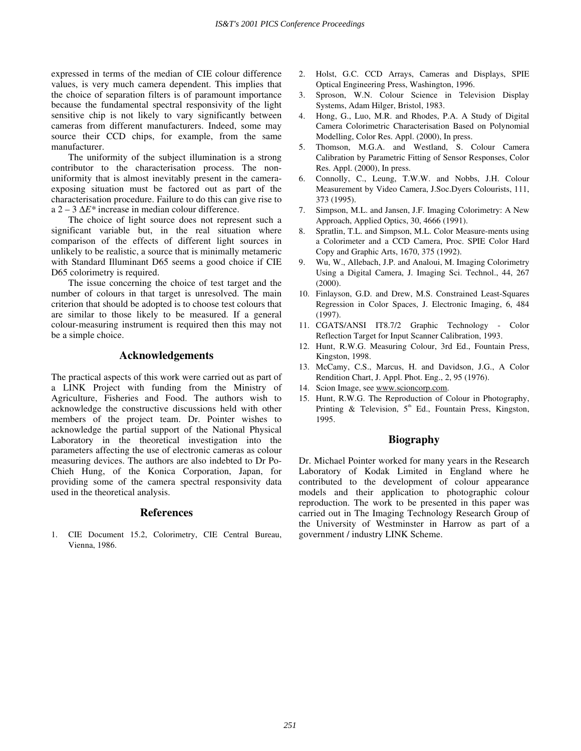expressed in terms of the median of CIE colour difference values, is very much camera dependent. This implies that the choice of separation filters is of paramount importance because the fundamental spectral responsivity of the light sensitive chip is not likely to vary significantly between cameras from different manufacturers. Indeed, some may source their CCD chips, for example, from the same manufacturer.

The uniformity of the subject illumination is a strong contributor to the characterisation process. The non-uniformity that is almost inevitably present in the camera-exposing situation must be factored out as part of the characterisation procedure. Failure to do this can give rise to a 2 – 3 $\Delta E^*$ increase in median colour difference.

The choice of light source does not represent such a significant variable but, in the real situation where comparison of the effects of different light sources in unlikely to be realistic, a source that is minimally metameric with Standard Illuminant D65 seems a good choice if CIE D65 colorimetry is required.

The issue concerning the choice of test target and the number of colours in that target is unresolved. The main criterion that should be adopted is to choose test colours that are similar to those likely to be measured. If a general colour-measuring instrument is required then this may not be a simple choice.

## Acknowledgements

The practical aspects of this work were carried out as part of a LINK Project with funding from the Ministry of Agriculture, Fisheries and Food. The authors wish to acknowledge the constructive discussions held with other members of the project team. Dr. Pointer wishes to acknowledge the partial support of the National Physical Laboratory in the theoretical investigation into the parameters affecting the use of electronic cameras as colour measuring devices. The authors are also indebted to Dr Po-Chieh Hung, of the Konica Corporation, Japan, for providing some of the camera spectral responsivity data used in the theoretical analysis.

## References

1. CIE Document 15.2, Colorimetry, CIE Central Bureau, Vienna, 1986.
2. Holst, G.C. CCD Arrays, Cameras and Displays, SPIE Optical Engineering Press, Washington, 1996.
3. Sproson, W.N. Colour Science in Television Display Systems, Adam Hilger, Bristol, 1983.
4. Hong, G., Luo, M.R. and Rhodes, P.A. A Study of Digital Camera Colorimetric Characterisation Based on Polynomial Modelling, Color Res. Appl. (2000), In press.
5. Thomson, M.G.A. and Westland, S. Colour Camera Calibration by Parametric Fitting of Sensor Responses, Color Res. Appl. (2000), In press.
6. Connolly, C., Leung, T.W.W. and Nobbs, J.H. Colour Measurement by Video Camera, J.Soc.Dyers Colourists, 111, 373 (1995).
7. Simpson, M.L. and Jansen, J.F. Imaging Colorimetry: A New Approach, Applied Optics, 30, 4666 (1991).
8. Spratlin, T.L. and Simpson, M.L. Color Measure-ments using a Colorimeter and a CCD Camera, Proc. SPIE Color Hard Copy and Graphic Arts, 1670, 375 (1992).
9. Wu, W., Allebach, J.P. and Analoui, M. Imaging Colorimetry Using a Digital Camera, J. Imaging Sci. Technol., 44, 267 (2000).
10. Finlayson, G.D. and Drew, M.S. Constrained Least-Squares Regression in Color Spaces, J. Electronic Imaging, 6, 484 (1997).
11. CGATS/ANSI IT8.7/2 Graphic Technology - Color Reflection Target for Input Scanner Calibration, 1993.
12. Hunt, R.W.G. Measuring Colour, 3rd Ed., Fountain Press, Kingston, 1998.
13. McCamy, C.S., Marcus, H. and Davidson, J.G., A Color Rendition Chart, J. Appl. Phot. Eng., 2, 95 (1976).
14. Scion Image, see www.scioncorp.com.
15. Hunt, R.W.G. The Reproduction of Colour in Photography, Printing & Television, 5th Ed., Fountain Press, Kingston, 1995.

## Biography

Dr. Michael Pointer worked for many years in the Research Laboratory of Kodak Limited in England where he contributed to the development of colour appearance models and their application to photographic colour reproduction. The work to be presented in this paper was carried out in The Imaging Technology Research Group of the University of Westminster in Harrow as part of a government / industry LINK Scheme.